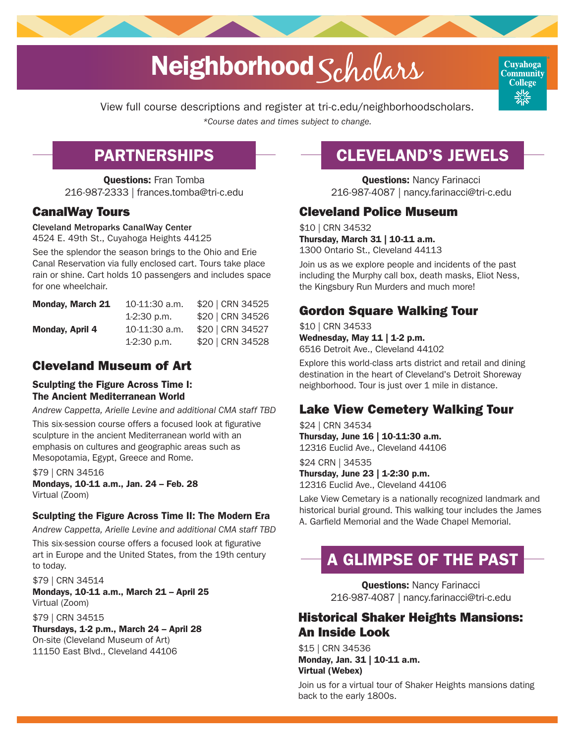# Neighborhood Scholars

Cuyahoga Community College

View full course descriptions and register at tri-c.edu/neighborhoodscholars.

*\*Course dates and times subject to change.*

## PARTNERSHIPS

**Questions:** Fran Tomba
216-987-2333 | frances.tomba@tri-c.edu

### CanalWay Tours

**Cleveland Metroparks CanalWay Center**
4524 E. 49th St., Cuyahoga Heights 44125

See the splendor the season brings to the Ohio and Erie Canal Reservation via fully enclosed cart. Tours take place rain or shine. Cart holds 10 passengers and includes space for one wheelchair.

| | | |
|---|---|---|
| **Monday, March 21** | 10-11:30 a.m. | $20 \| CRN 34525 |
| | 1-2:30 p.m. | $20 \| CRN 34526 |
| **Monday, April 4** | 10-11:30 a.m. | $20 \| CRN 34527 |
| | 1-2:30 p.m. | $20 \| CRN 34528 |

### Cleveland Museum of Art

#### Sculpting the Figure Across Time I: The Ancient Mediterranean World

*Andrew Cappetta, Arielle Levine and additional CMA staff TBD*

This six-session course offers a focused look at figurative sculpture in the ancient Mediterranean world with an emphasis on cultures and geographic areas such as Mesopotamia, Egypt, Greece and Rome.

$79 | CRN 34516
**Mondays, 10-11 a.m., Jan. 24 – Feb. 28**
Virtual (Zoom)

#### Sculpting the Figure Across Time II: The Modern Era

*Andrew Cappetta, Arielle Levine and additional CMA staff TBD*

This six-session course offers a focused look at figurative art in Europe and the United States, from the 19th century to today.

$79 | CRN 34514
**Mondays, 10-11 a.m., March 21 – April 25**
Virtual (Zoom)

$79 | CRN 34515
**Thursdays, 1-2 p.m., March 24 – April 28**
On-site (Cleveland Museum of Art)
11150 East Blvd., Cleveland 44106

## CLEVELAND'S JEWELS

**Questions:** Nancy Farinacci
216-987-4087 | nancy.farinacci@tri-c.edu

### Cleveland Police Museum

$10 | CRN 34532
**Thursday, March 31 | 10-11 a.m.**
1300 Ontario St., Cleveland 44113

Join us as we explore people and incidents of the past including the Murphy call box, death masks, Eliot Ness, the Kingsbury Run Murders and much more!

### Gordon Square Walking Tour

$10 | CRN 34533
**Wednesday, May 11 | 1-2 p.m.**
6516 Detroit Ave., Cleveland 44102

Explore this world-class arts district and retail and dining destination in the heart of Cleveland's Detroit Shoreway neighborhood. Tour is just over 1 mile in distance.

### Lake View Cemetery Walking Tour

$24 | CRN 34534
**Thursday, June 16 | 10-11:30 a.m.**
12316 Euclid Ave., Cleveland 44106

$24 CRN | 34535
**Thursday, June 23 | 1-2:30 p.m.**
12316 Euclid Ave., Cleveland 44106

Lake View Cemetary is a nationally recognized landmark and historical burial ground. This walking tour includes the James A. Garfield Memorial and the Wade Chapel Memorial.

## A GLIMPSE OF THE PAST

**Questions:** Nancy Farinacci
216-987-4087 | nancy.farinacci@tri-c.edu

### Historical Shaker Heights Mansions: An Inside Look

$15 | CRN 34536
**Monday, Jan. 31 | 10-11 a.m.**
**Virtual (Webex)**

Join us for a virtual tour of Shaker Heights mansions dating back to the early 1800s.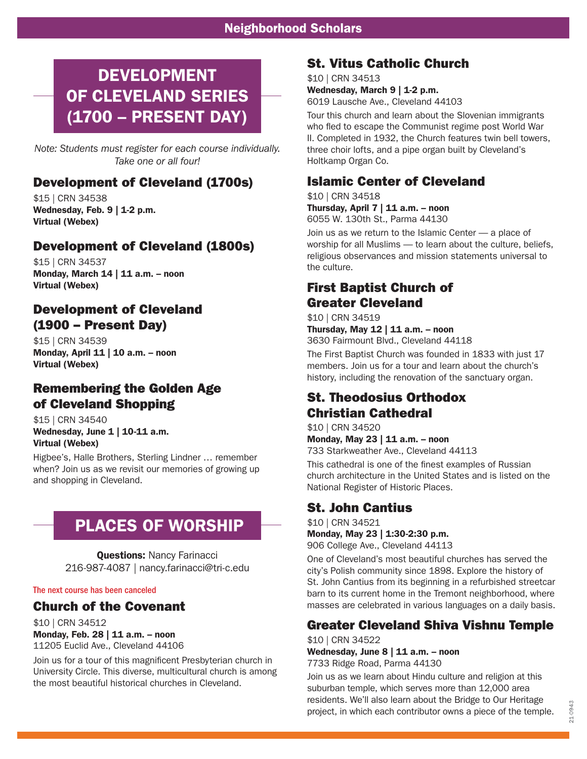# Neighborhood Scholars

## DEVELOPMENT OF CLEVELAND SERIES (1700 – PRESENT DAY)

*Note: Students must register for each course individually. Take one or all four!*

### Development of Cleveland (1700s)

$15 | CRN 34538
**Wednesday, Feb. 9 | 1-2 p.m.**
**Virtual (Webex)**

### Development of Cleveland (1800s)

$15 | CRN 34537
**Monday, March 14 | 11 a.m. – noon**
**Virtual (Webex)**

### Development of Cleveland (1900 – Present Day)

$15 | CRN 34539
**Monday, April 11 | 10 a.m. – noon**
**Virtual (Webex)**

### Remembering the Golden Age of Cleveland Shopping

$15 | CRN 34540
**Wednesday, June 1 | 10-11 a.m.**
**Virtual (Webex)**

Higbee's, Halle Brothers, Sterling Lindner … remember when? Join us as we revisit our memories of growing up and shopping in Cleveland.

## PLACES OF WORSHIP

**Questions:** Nancy Farinacci
216-987-4087 | nancy.farinacci@tri-c.edu

The next course has been canceled

### Church of the Covenant

$10 | CRN 34512
**Monday, Feb. 28 | 11 a.m. – noon**
11205 Euclid Ave., Cleveland 44106

Join us for a tour of this magnificent Presbyterian church in University Circle. This diverse, multicultural church is among the most beautiful historical churches in Cleveland.

### St. Vitus Catholic Church

$10 | CRN 34513
**Wednesday, March 9 | 1-2 p.m.**
6019 Lausche Ave., Cleveland 44103

Tour this church and learn about the Slovenian immigrants who fled to escape the Communist regime post World War II. Completed in 1932, the Church features twin bell towers, three choir lofts, and a pipe organ built by Cleveland's Holtkamp Organ Co.

### Islamic Center of Cleveland

$10 | CRN 34518
**Thursday, April 7 | 11 a.m. – noon**
6055 W. 130th St., Parma 44130

Join us as we return to the Islamic Center — a place of worship for all Muslims — to learn about the culture, beliefs, religious observances and mission statements universal to the culture.

### First Baptist Church of Greater Cleveland

$10 | CRN 34519
**Thursday, May 12 | 11 a.m. – noon**
3630 Fairmount Blvd., Cleveland 44118

The First Baptist Church was founded in 1833 with just 17 members. Join us for a tour and learn about the church's history, including the renovation of the sanctuary organ.

### St. Theodosius Orthodox Christian Cathedral

$10 | CRN 34520
**Monday, May 23 | 11 a.m. – noon**
733 Starkweather Ave., Cleveland 44113

This cathedral is one of the finest examples of Russian church architecture in the United States and is listed on the National Register of Historic Places.

### St. John Cantius

$10 | CRN 34521
**Monday, May 23 | 1:30-2:30 p.m.**
906 College Ave., Cleveland 44113

One of Cleveland's most beautiful churches has served the city's Polish community since 1898. Explore the history of St. John Cantius from its beginning in a refurbished streetcar barn to its current home in the Tremont neighborhood, where masses are celebrated in various languages on a daily basis.

### Greater Cleveland Shiva Vishnu Temple

$10 | CRN 34522
**Wednesday, June 8 | 11 a.m. – noon**
7733 Ridge Road, Parma 44130

Join us as we learn about Hindu culture and religion at this suburban temple, which serves more than 12,000 area residents. We'll also learn about the Bridge to Our Heritage project, in which each contributor owns a piece of the temple.

21-0943